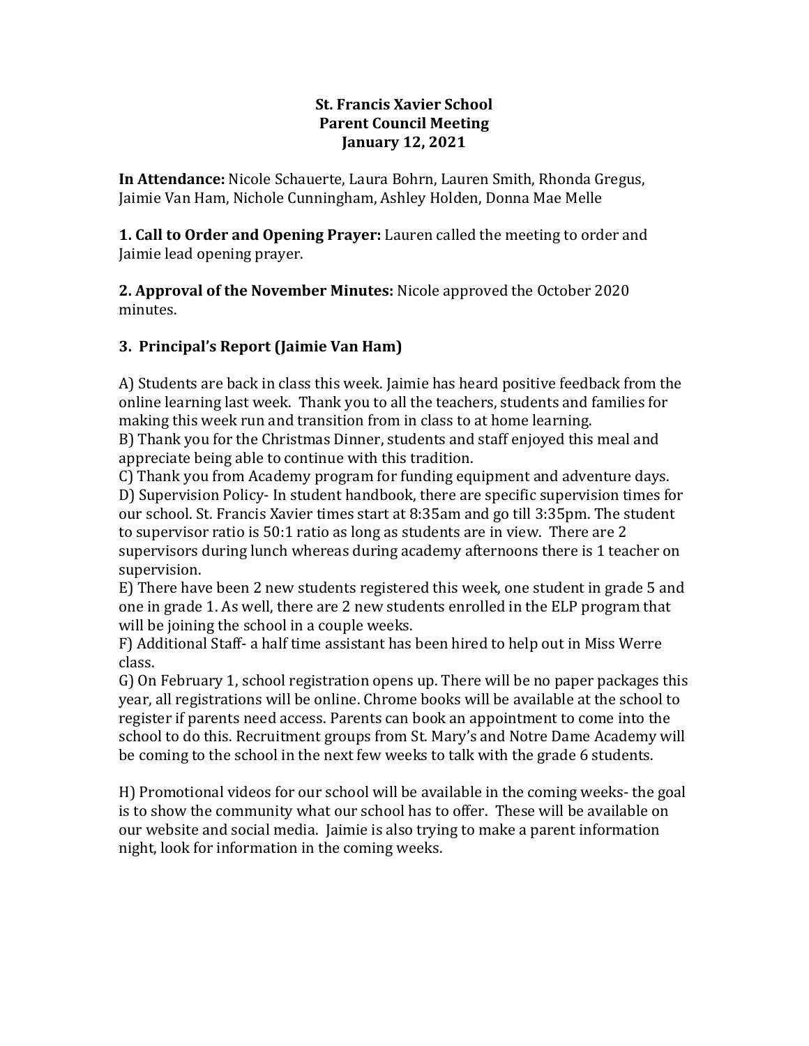# St. Francis Xavier School
## Parent Council Meeting
### January 12, 2021

**In Attendance:** Nicole Schauerte, Laura Bohrn, Lauren Smith, Rhonda Gregus, Jaimie Van Ham, Nichole Cunningham, Ashley Holden, Donna Mae Melle

**1. Call to Order and Opening Prayer:** Lauren called the meeting to order and Jaimie lead opening prayer.

**2. Approval of the November Minutes:** Nicole approved the October 2020 minutes.

### 3. Principal's Report (Jaimie Van Ham)

A) Students are back in class this week. Jaimie has heard positive feedback from the online learning last week. Thank you to all the teachers, students and families for making this week run and transition from in class to at home learning.
B) Thank you for the Christmas Dinner, students and staff enjoyed this meal and appreciate being able to continue with this tradition.
C) Thank you from Academy program for funding equipment and adventure days.
D) Supervision Policy- In student handbook, there are specific supervision times for our school. St. Francis Xavier times start at 8:35am and go till 3:35pm. The student to supervisor ratio is 50:1 ratio as long as students are in view. There are 2 supervisors during lunch whereas during academy afternoons there is 1 teacher on supervision.
E) There have been 2 new students registered this week, one student in grade 5 and one in grade 1. As well, there are 2 new students enrolled in the ELP program that will be joining the school in a couple weeks.
F) Additional Staff- a half time assistant has been hired to help out in Miss Werre class.
G) On February 1, school registration opens up. There will be no paper packages this year, all registrations will be online. Chrome books will be available at the school to register if parents need access. Parents can book an appointment to come into the school to do this. Recruitment groups from St. Mary's and Notre Dame Academy will be coming to the school in the next few weeks to talk with the grade 6 students.

H) Promotional videos for our school will be available in the coming weeks- the goal is to show the community what our school has to offer. These will be available on our website and social media. Jaimie is also trying to make a parent information night, look for information in the coming weeks.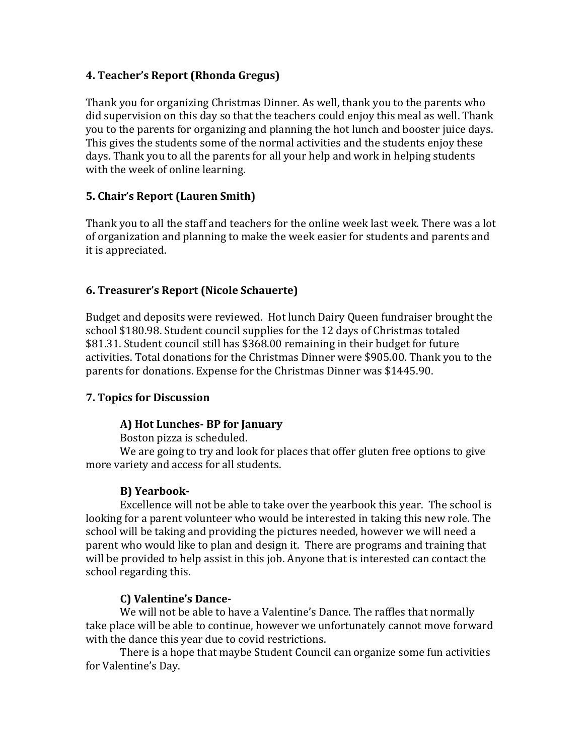### 4. Teacher's Report (Rhonda Gregus)

Thank you for organizing Christmas Dinner. As well, thank you to the parents who did supervision on this day so that the teachers could enjoy this meal as well. Thank you to the parents for organizing and planning the hot lunch and booster juice days. This gives the students some of the normal activities and the students enjoy these days. Thank you to all the parents for all your help and work in helping students with the week of online learning.

### 5. Chair's Report (Lauren Smith)

Thank you to all the staff and teachers for the online week last week. There was a lot of organization and planning to make the week easier for students and parents and it is appreciated.

### 6. Treasurer's Report (Nicole Schauerte)

Budget and deposits were reviewed. Hot lunch Dairy Queen fundraiser brought the school $180.98. Student council supplies for the 12 days of Christmas totaled $81.31. Student council still has $368.00 remaining in their budget for future activities. Total donations for the Christmas Dinner were $905.00. Thank you to the parents for donations. Expense for the Christmas Dinner was $1445.90.

### 7. Topics for Discussion

#### A) Hot Lunches- BP for January

Boston pizza is scheduled.

We are going to try and look for places that offer gluten free options to give more variety and access for all students.

#### B) Yearbook-

Excellence will not be able to take over the yearbook this year. The school is looking for a parent volunteer who would be interested in taking this new role. The school will be taking and providing the pictures needed, however we will need a parent who would like to plan and design it. There are programs and training that will be provided to help assist in this job. Anyone that is interested can contact the school regarding this.

#### C) Valentine's Dance-

We will not be able to have a Valentine's Dance. The raffles that normally take place will be able to continue, however we unfortunately cannot move forward with the dance this year due to covid restrictions.

There is a hope that maybe Student Council can organize some fun activities for Valentine's Day.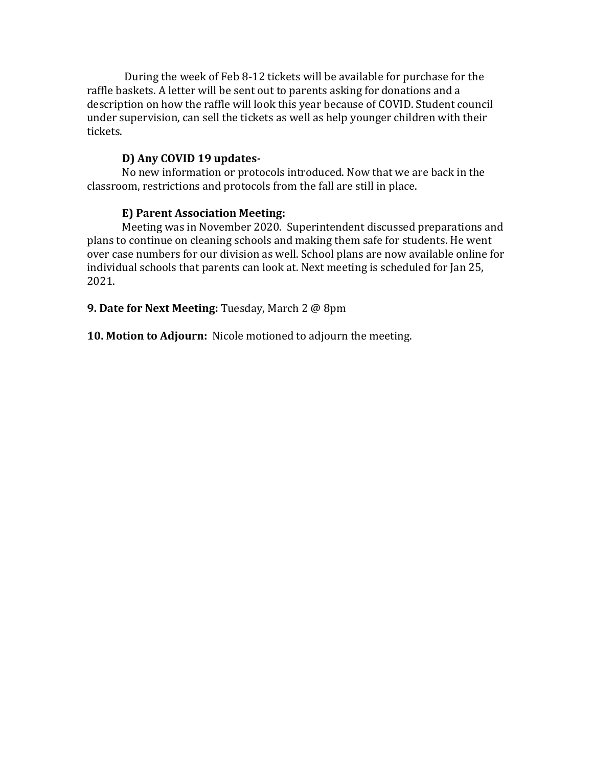During the week of Feb 8-12 tickets will be available for purchase for the raffle baskets. A letter will be sent out to parents asking for donations and a description on how the raffle will look this year because of COVID. Student council under supervision, can sell the tickets as well as help younger children with their tickets.

**D) Any COVID 19 updates-**

No new information or protocols introduced. Now that we are back in the classroom, restrictions and protocols from the fall are still in place.

**E) Parent Association Meeting:**

Meeting was in November 2020. Superintendent discussed preparations and plans to continue on cleaning schools and making them safe for students. He went over case numbers for our division as well. School plans are now available online for individual schools that parents can look at. Next meeting is scheduled for Jan 25, 2021.

**9. Date for Next Meeting:** Tuesday, March 2 @ 8pm

**10. Motion to Adjourn:** Nicole motioned to adjourn the meeting.